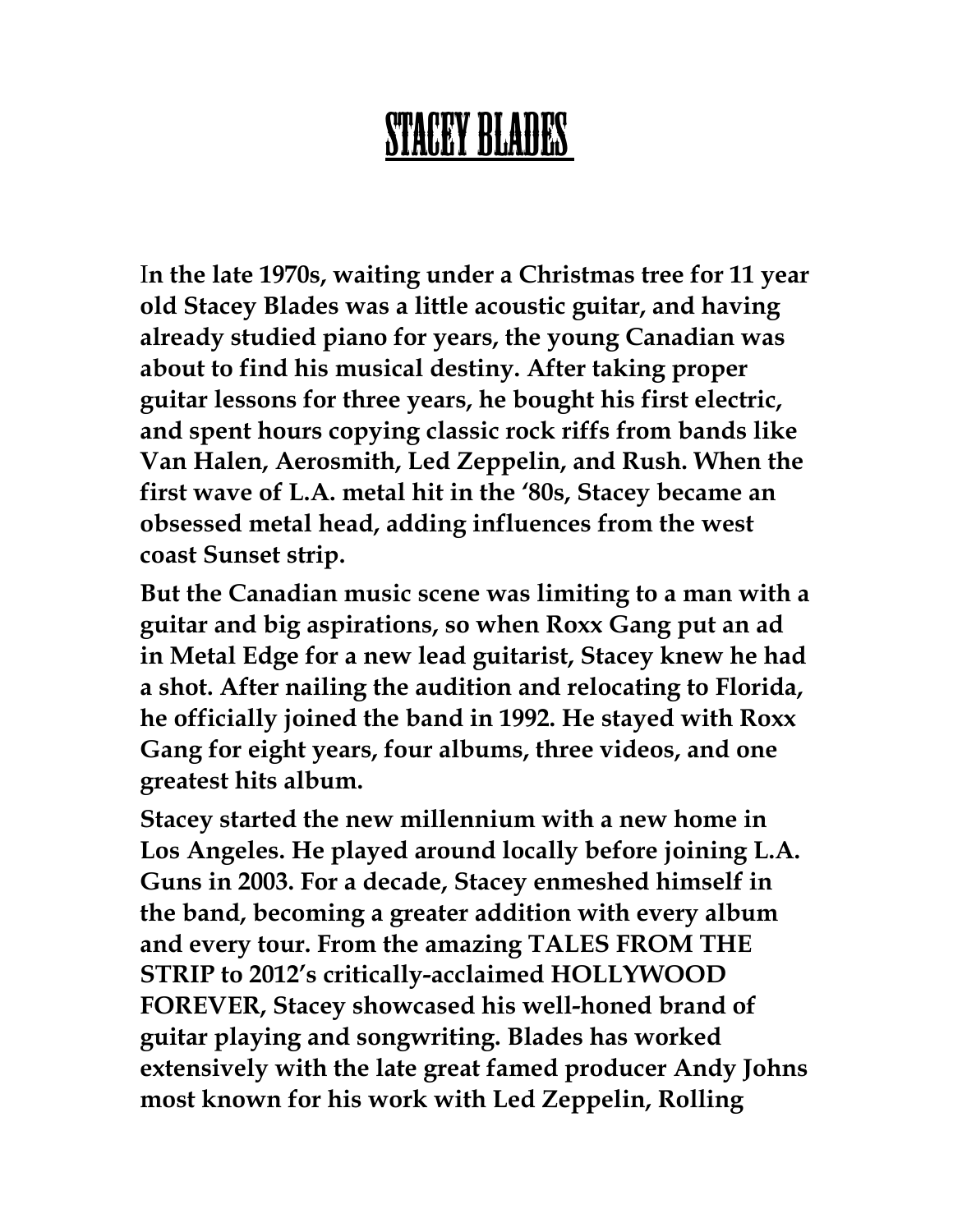# STACEY BLADES

**In the late 1970s, waiting under a Christmas tree for 11 year old Stacey Blades was a little acoustic guitar, and having already studied piano for years, the young Canadian was about to find his musical destiny. After taking proper guitar lessons for three years, he bought his first electric, and spent hours copying classic rock riffs from bands like Van Halen, Aerosmith, Led Zeppelin, and Rush. When the first wave of L.A. metal hit in the '80s, Stacey became an obsessed metal head, adding influences from the west coast Sunset strip.**

**But the Canadian music scene was limiting to a man with a guitar and big aspirations, so when Roxx Gang put an ad in Metal Edge for a new lead guitarist, Stacey knew he had a shot. After nailing the audition and relocating to Florida, he officially joined the band in 1992. He stayed with Roxx Gang for eight years, four albums, three videos, and one greatest hits album.**

**Stacey started the new millennium with a new home in Los Angeles. He played around locally before joining L.A. Guns in 2003. For a decade, Stacey enmeshed himself in the band, becoming a greater addition with every album and every tour. From the amazing TALES FROM THE STRIP to 2012's critically-acclaimed HOLLYWOOD FOREVER, Stacey showcased his well-honed brand of guitar playing and songwriting. Blades has worked extensively with the late great famed producer Andy Johns most known for his work with Led Zeppelin, Rolling**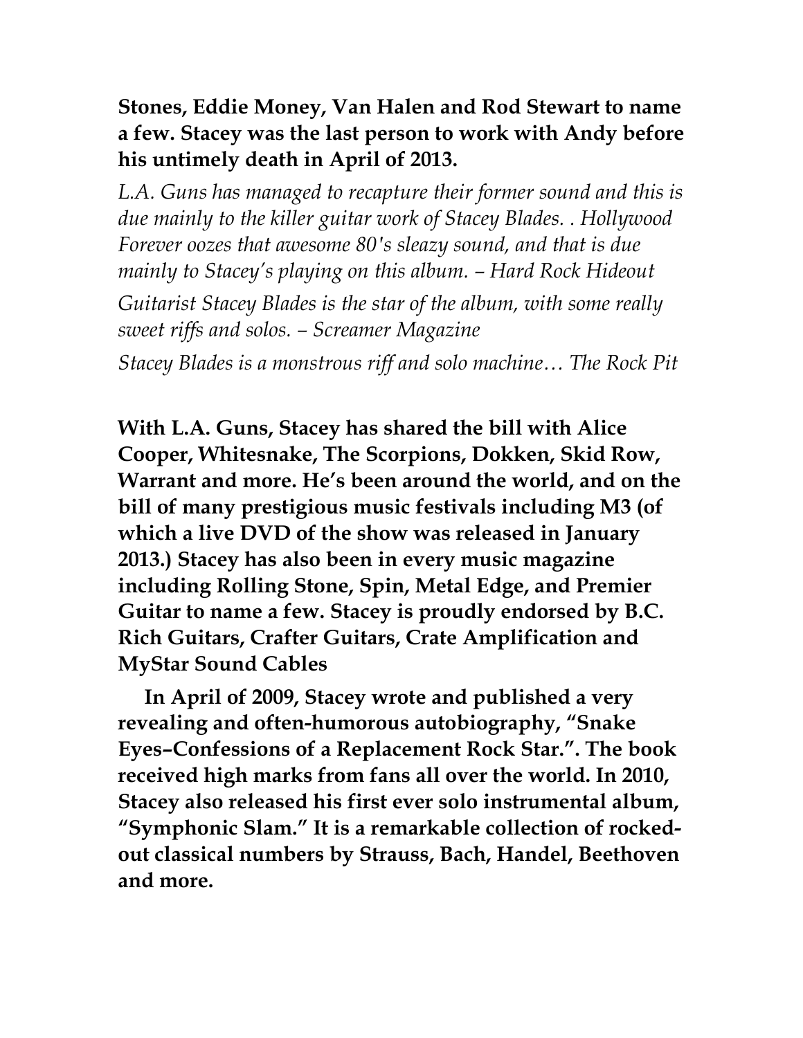**Stones, Eddie Money, Van Halen and Rod Stewart to name a few. Stacey was the last person to work with Andy before his untimely death in April of 2013.**

*L.A. Guns has managed to recapture their former sound and this is due mainly to the killer guitar work of Stacey Blades. . Hollywood Forever oozes that awesome 80's sleazy sound, and that is due mainly to Stacey's playing on this album. – Hard Rock Hideout*

*Guitarist Stacey Blades is the star of the album, with some really sweet riffs and solos. – Screamer Magazine*

*Stacey Blades is a monstrous riff and solo machine… The Rock Pit*

**With L.A. Guns, Stacey has shared the bill with Alice Cooper, Whitesnake, The Scorpions, Dokken, Skid Row, Warrant and more. He's been around the world, and on the bill of many prestigious music festivals including M3 (of which a live DVD of the show was released in January 2013.) Stacey has also been in every music magazine including Rolling Stone, Spin, Metal Edge, and Premier Guitar to name a few. Stacey is proudly endorsed by B.C. Rich Guitars, Crafter Guitars, Crate Amplification and MyStar Sound Cables**

**In April of 2009, Stacey wrote and published a very revealing and often-humorous autobiography, "Snake Eyes–Confessions of a Replacement Rock Star.". The book received high marks from fans all over the world. In 2010, Stacey also released his first ever solo instrumental album, "Symphonic Slam." It is a remarkable collection of rocked-out classical numbers by Strauss, Bach, Handel, Beethoven and more.**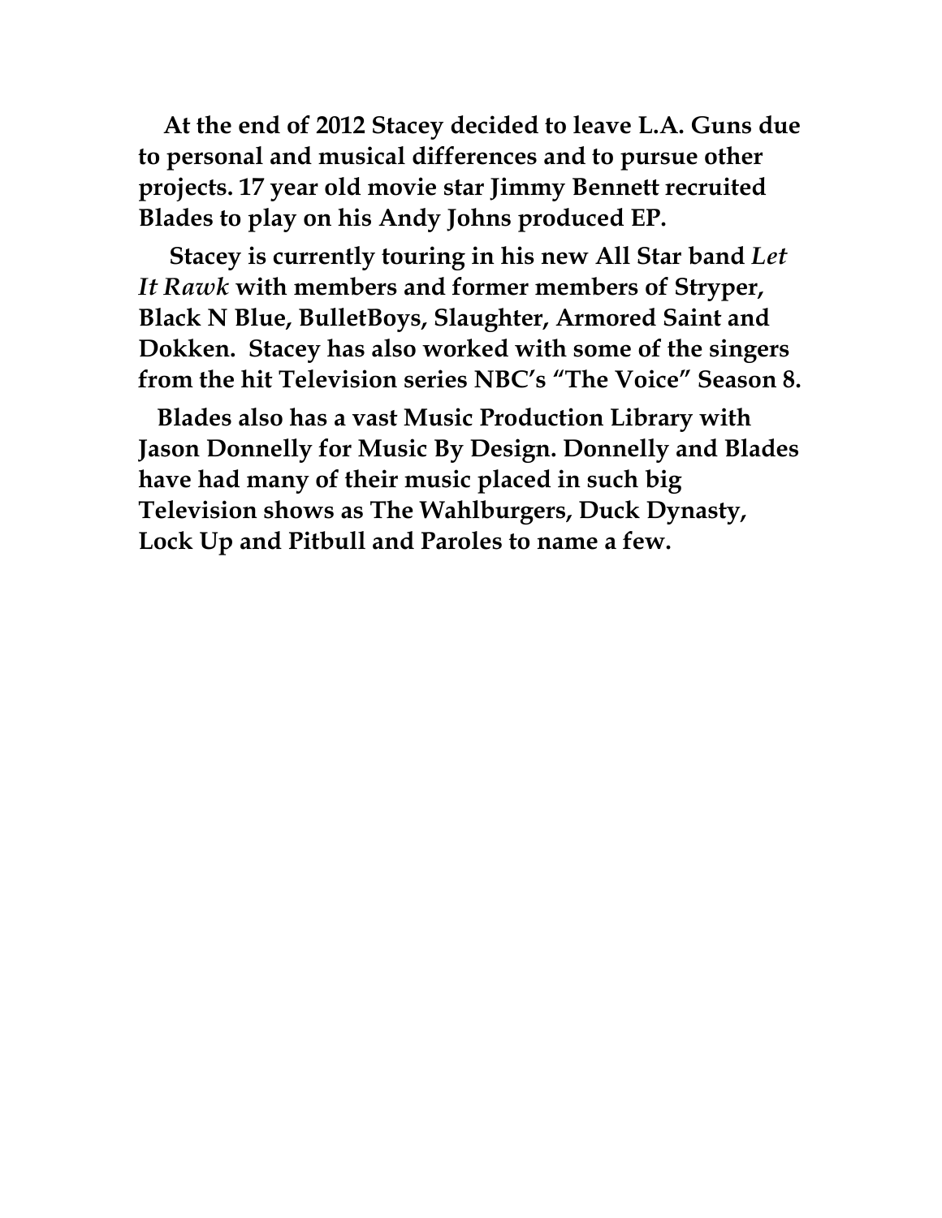**At the end of 2012 Stacey decided to leave L.A. Guns due to personal and musical differences and to pursue other projects. 17 year old movie star Jimmy Bennett recruited Blades to play on his Andy Johns produced EP.**

**Stacey is currently touring in his new All Star band *Let It Rawk* with members and former members of Stryper, Black N Blue, BulletBoys, Slaughter, Armored Saint and Dokken. Stacey has also worked with some of the singers from the hit Television series NBC's "The Voice" Season 8.**

**Blades also has a vast Music Production Library with Jason Donnelly for Music By Design. Donnelly and Blades have had many of their music placed in such big Television shows as The Wahlburgers, Duck Dynasty, Lock Up and Pitbull and Paroles to name a few.**